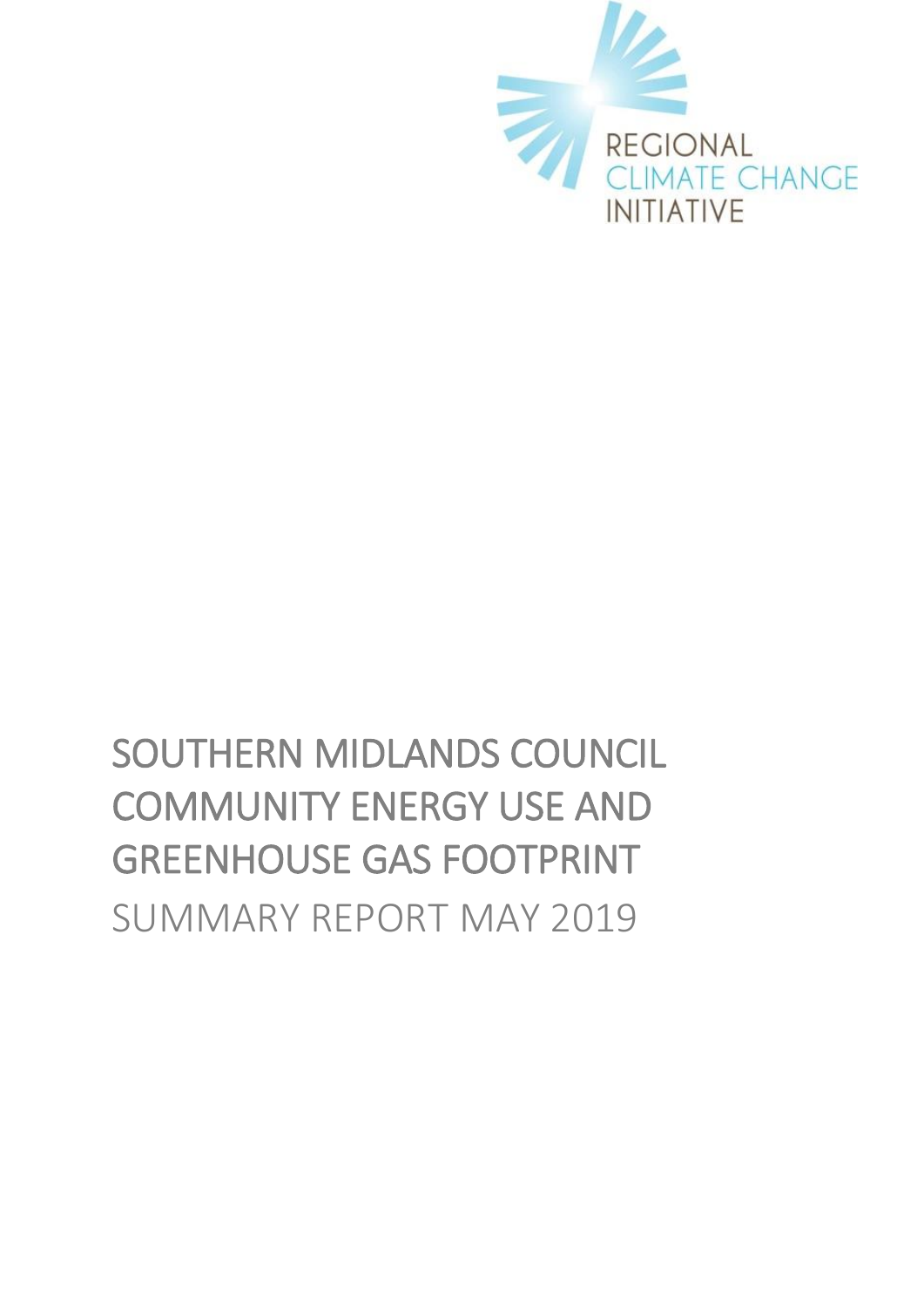REGIONAL CLIMATE CHANGE INITIATIVE

# SOUTHERN MIDLANDS COUNCIL COMMUNITY ENERGY USE AND GREENHOUSE GAS FOOTPRINT

SUMMARY REPORT MAY 2019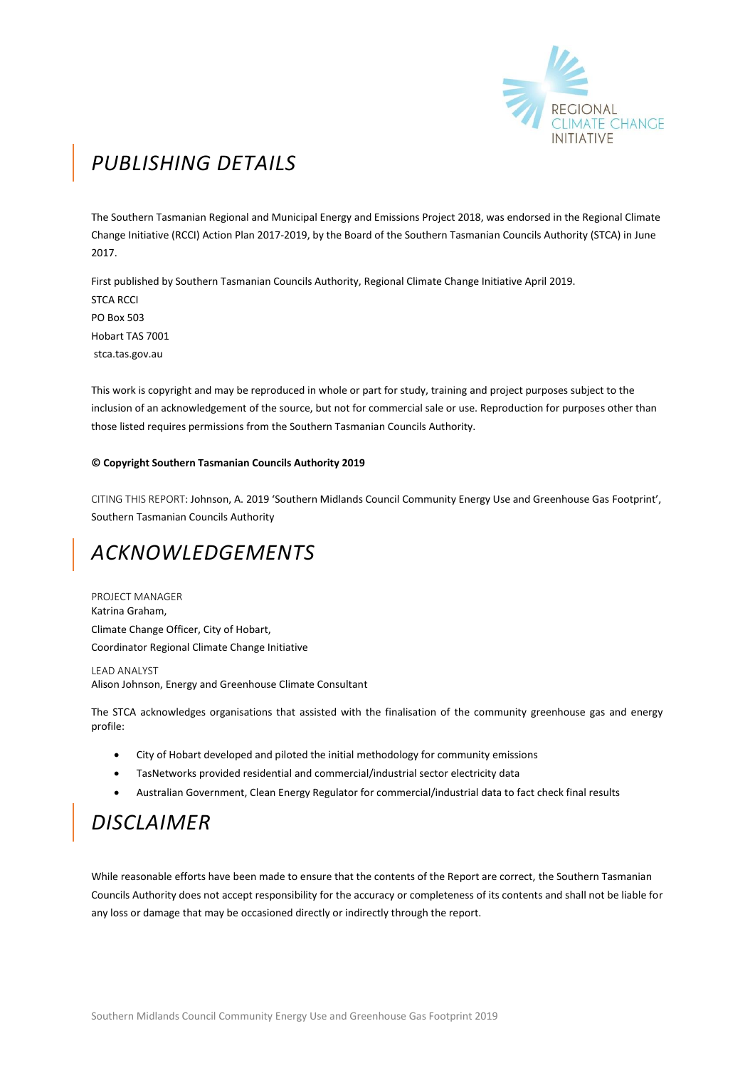# PUBLISHING DETAILS

The Southern Tasmanian Regional and Municipal Energy and Emissions Project 2018, was endorsed in the Regional Climate Change Initiative (RCCI) Action Plan 2017-2019, by the Board of the Southern Tasmanian Councils Authority (STCA) in June 2017.

First published by Southern Tasmanian Councils Authority, Regional Climate Change Initiative April 2019.
STCA RCCI
PO Box 503
Hobart TAS 7001
stca.tas.gov.au

This work is copyright and may be reproduced in whole or part for study, training and project purposes subject to the inclusion of an acknowledgement of the source, but not for commercial sale or use. Reproduction for purposes other than those listed requires permissions from the Southern Tasmanian Councils Authority.

**© Copyright Southern Tasmanian Councils Authority 2019**

CITING THIS REPORT: Johnson, A. 2019 'Southern Midlands Council Community Energy Use and Greenhouse Gas Footprint', Southern Tasmanian Councils Authority

# ACKNOWLEDGEMENTS

PROJECT MANAGER
Katrina Graham,
Climate Change Officer, City of Hobart,
Coordinator Regional Climate Change Initiative

LEAD ANALYST
Alison Johnson, Energy and Greenhouse Climate Consultant

The STCA acknowledges organisations that assisted with the finalisation of the community greenhouse gas and energy profile:

- City of Hobart developed and piloted the initial methodology for community emissions
- TasNetworks provided residential and commercial/industrial sector electricity data
- Australian Government, Clean Energy Regulator for commercial/industrial data to fact check final results

# DISCLAIMER

While reasonable efforts have been made to ensure that the contents of the Report are correct, the Southern Tasmanian Councils Authority does not accept responsibility for the accuracy or completeness of its contents and shall not be liable for any loss or damage that may be occasioned directly or indirectly through the report.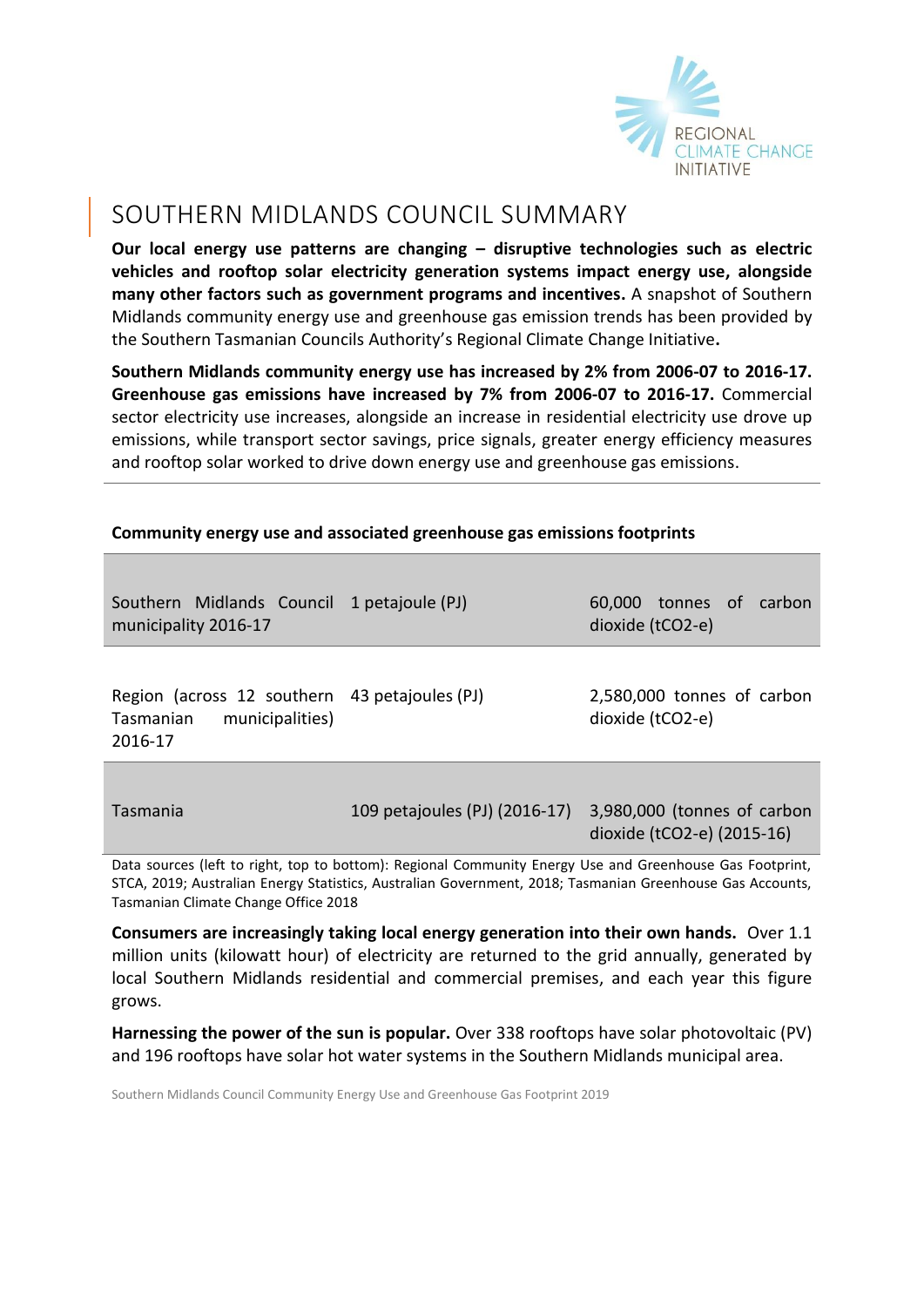# SOUTHERN MIDLANDS COUNCIL SUMMARY

**Our local energy use patterns are changing – disruptive technologies such as electric vehicles and rooftop solar electricity generation systems impact energy use, alongside many other factors such as government programs and incentives.** A snapshot of Southern Midlands community energy use and greenhouse gas emission trends has been provided by the Southern Tasmanian Councils Authority's Regional Climate Change Initiative**.**

**Southern Midlands community energy use has increased by 2% from 2006-07 to 2016-17. Greenhouse gas emissions have increased by 7% from 2006-07 to 2016-17.** Commercial sector electricity use increases, alongside an increase in residential electricity use drove up emissions, while transport sector savings, price signals, greater energy efficiency measures and rooftop solar worked to drive down energy use and greenhouse gas emissions.

**Community energy use and associated greenhouse gas emissions footprints**

| | | |
|---|---|---|
| Southern Midlands Council municipality 2016-17 | 1 petajoule (PJ) | 60,000 tonnes of carbon dioxide (tCO2-e) |
| Region (across 12 southern Tasmanian municipalities) 2016-17 | 43 petajoules (PJ) | 2,580,000 tonnes of carbon dioxide (tCO2-e) |
| Tasmania | 109 petajoules (PJ) (2016-17) | 3,980,000 (tonnes of carbon dioxide (tCO2-e) (2015-16) |

Data sources (left to right, top to bottom): Regional Community Energy Use and Greenhouse Gas Footprint, STCA, 2019; Australian Energy Statistics, Australian Government, 2018; Tasmanian Greenhouse Gas Accounts, Tasmanian Climate Change Office 2018

**Consumers are increasingly taking local energy generation into their own hands.** Over 1.1 million units (kilowatt hour) of electricity are returned to the grid annually, generated by local Southern Midlands residential and commercial premises, and each year this figure grows.

**Harnessing the power of the sun is popular.** Over 338 rooftops have solar photovoltaic (PV) and 196 rooftops have solar hot water systems in the Southern Midlands municipal area.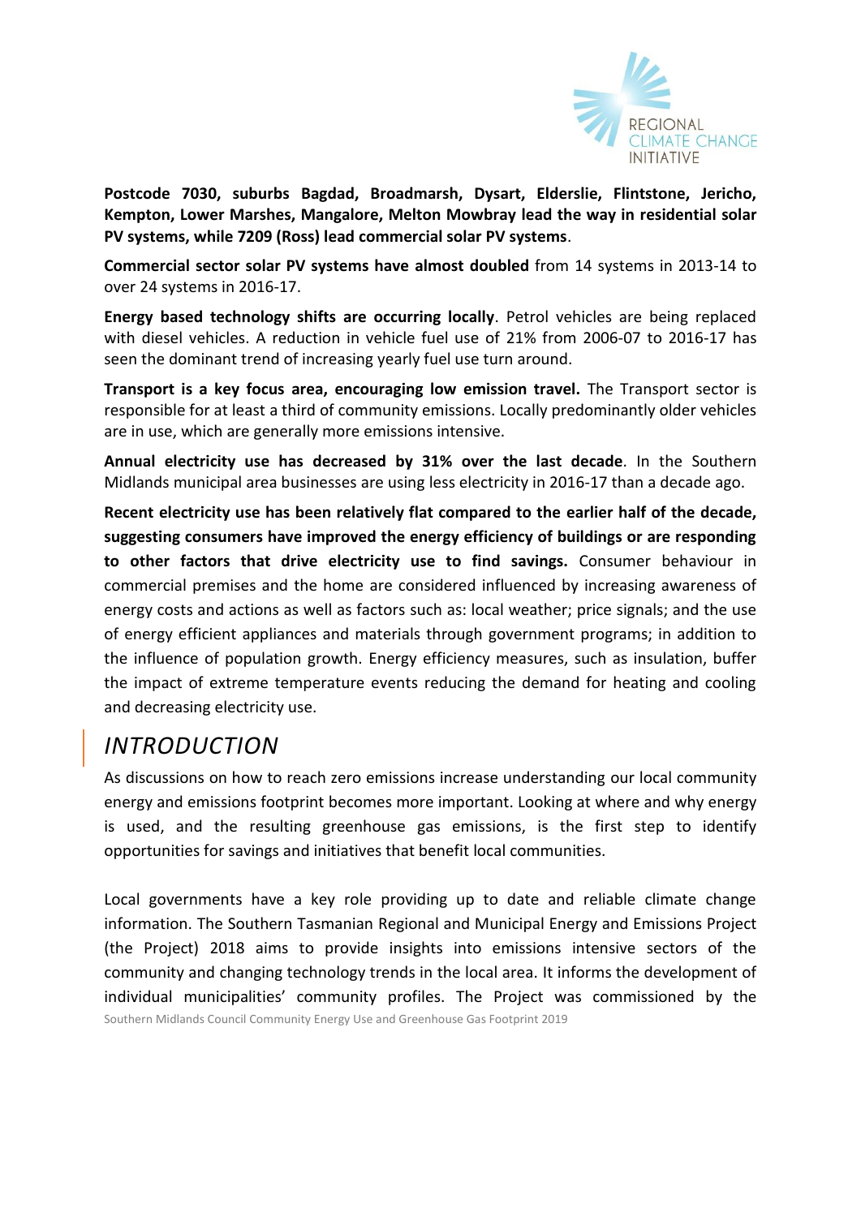**Postcode 7030, suburbs Bagdad, Broadmarsh, Dysart, Elderslie, Flintstone, Jericho, Kempton, Lower Marshes, Mangalore, Melton Mowbray lead the way in residential solar PV systems, while 7209 (Ross) lead commercial solar PV systems**.

**Commercial sector solar PV systems have almost doubled** from 14 systems in 2013-14 to over 24 systems in 2016-17.

**Energy based technology shifts are occurring locally**. Petrol vehicles are being replaced with diesel vehicles. A reduction in vehicle fuel use of 21% from 2006-07 to 2016-17 has seen the dominant trend of increasing yearly fuel use turn around.

**Transport is a key focus area, encouraging low emission travel.** The Transport sector is responsible for at least a third of community emissions. Locally predominantly older vehicles are in use, which are generally more emissions intensive.

**Annual electricity use has decreased by 31% over the last decade**. In the Southern Midlands municipal area businesses are using less electricity in 2016-17 than a decade ago.

**Recent electricity use has been relatively flat compared to the earlier half of the decade, suggesting consumers have improved the energy efficiency of buildings or are responding to other factors that drive electricity use to find savings.** Consumer behaviour in commercial premises and the home are considered influenced by increasing awareness of energy costs and actions as well as factors such as: local weather; price signals; and the use of energy efficient appliances and materials through government programs; in addition to the influence of population growth. Energy efficiency measures, such as insulation, buffer the impact of extreme temperature events reducing the demand for heating and cooling and decreasing electricity use.

## *INTRODUCTION*

As discussions on how to reach zero emissions increase understanding our local community energy and emissions footprint becomes more important. Looking at where and why energy is used, and the resulting greenhouse gas emissions, is the first step to identify opportunities for savings and initiatives that benefit local communities.

Local governments have a key role providing up to date and reliable climate change information. The Southern Tasmanian Regional and Municipal Energy and Emissions Project (the Project) 2018 aims to provide insights into emissions intensive sectors of the community and changing technology trends in the local area. It informs the development of individual municipalities' community profiles. The Project was commissioned by the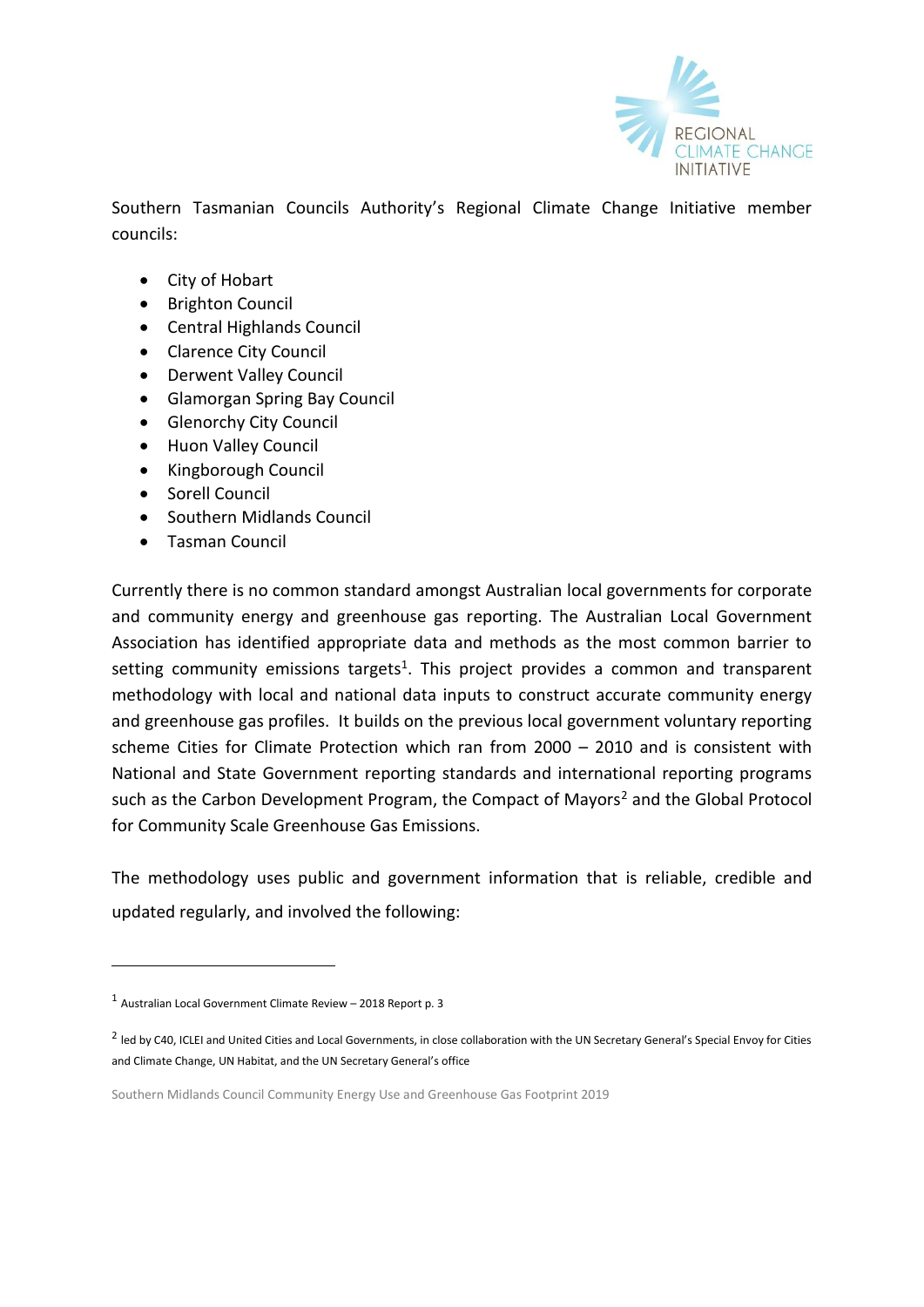Southern Tasmanian Councils Authority's Regional Climate Change Initiative member councils:

- City of Hobart
- Brighton Council
- Central Highlands Council
- Clarence City Council
- Derwent Valley Council
- Glamorgan Spring Bay Council
- Glenorchy City Council
- Huon Valley Council
- Kingborough Council
- Sorell Council
- Southern Midlands Council
- Tasman Council

Currently there is no common standard amongst Australian local governments for corporate and community energy and greenhouse gas reporting. The Australian Local Government Association has identified appropriate data and methods as the most common barrier to setting community emissions targets[1]. This project provides a common and transparent methodology with local and national data inputs to construct accurate community energy and greenhouse gas profiles. It builds on the previous local government voluntary reporting scheme Cities for Climate Protection which ran from 2000 – 2010 and is consistent with National and State Government reporting standards and international reporting programs such as the Carbon Development Program, the Compact of Mayors[2] and the Global Protocol for Community Scale Greenhouse Gas Emissions.

The methodology uses public and government information that is reliable, credible and updated regularly, and involved the following:

---

[1] Australian Local Government Climate Review – 2018 Report p. 3

[2] led by C40, ICLEI and United Cities and Local Governments, in close collaboration with the UN Secretary General's Special Envoy for Cities and Climate Change, UN Habitat, and the UN Secretary General's office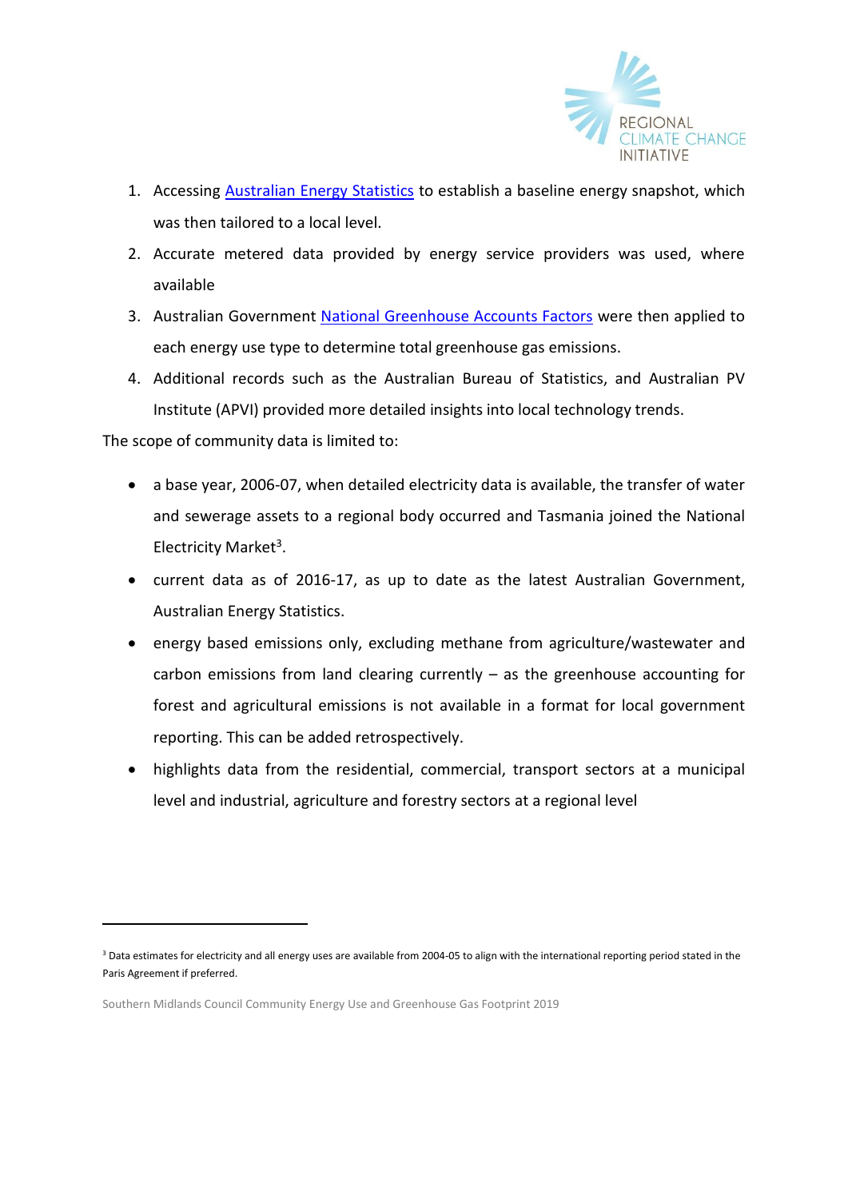1. Accessing [Australian Energy Statistics] to establish a baseline energy snapshot, which was then tailored to a local level.
2. Accurate metered data provided by energy service providers was used, where available
3. Australian Government [National Greenhouse Accounts Factors] were then applied to each energy use type to determine total greenhouse gas emissions.
4. Additional records such as the Australian Bureau of Statistics, and Australian PV Institute (APVI) provided more detailed insights into local technology trends.

The scope of community data is limited to:

- a base year, 2006-07, when detailed electricity data is available, the transfer of water and sewerage assets to a regional body occurred and Tasmania joined the National Electricity Market[3].
- current data as of 2016-17, as up to date as the latest Australian Government, Australian Energy Statistics.
- energy based emissions only, excluding methane from agriculture/wastewater and carbon emissions from land clearing currently – as the greenhouse accounting for forest and agricultural emissions is not available in a format for local government reporting. This can be added retrospectively.
- highlights data from the residential, commercial, transport sectors at a municipal level and industrial, agriculture and forestry sectors at a regional level

[3] Data estimates for electricity and all energy uses are available from 2004-05 to align with the international reporting period stated in the Paris Agreement if preferred.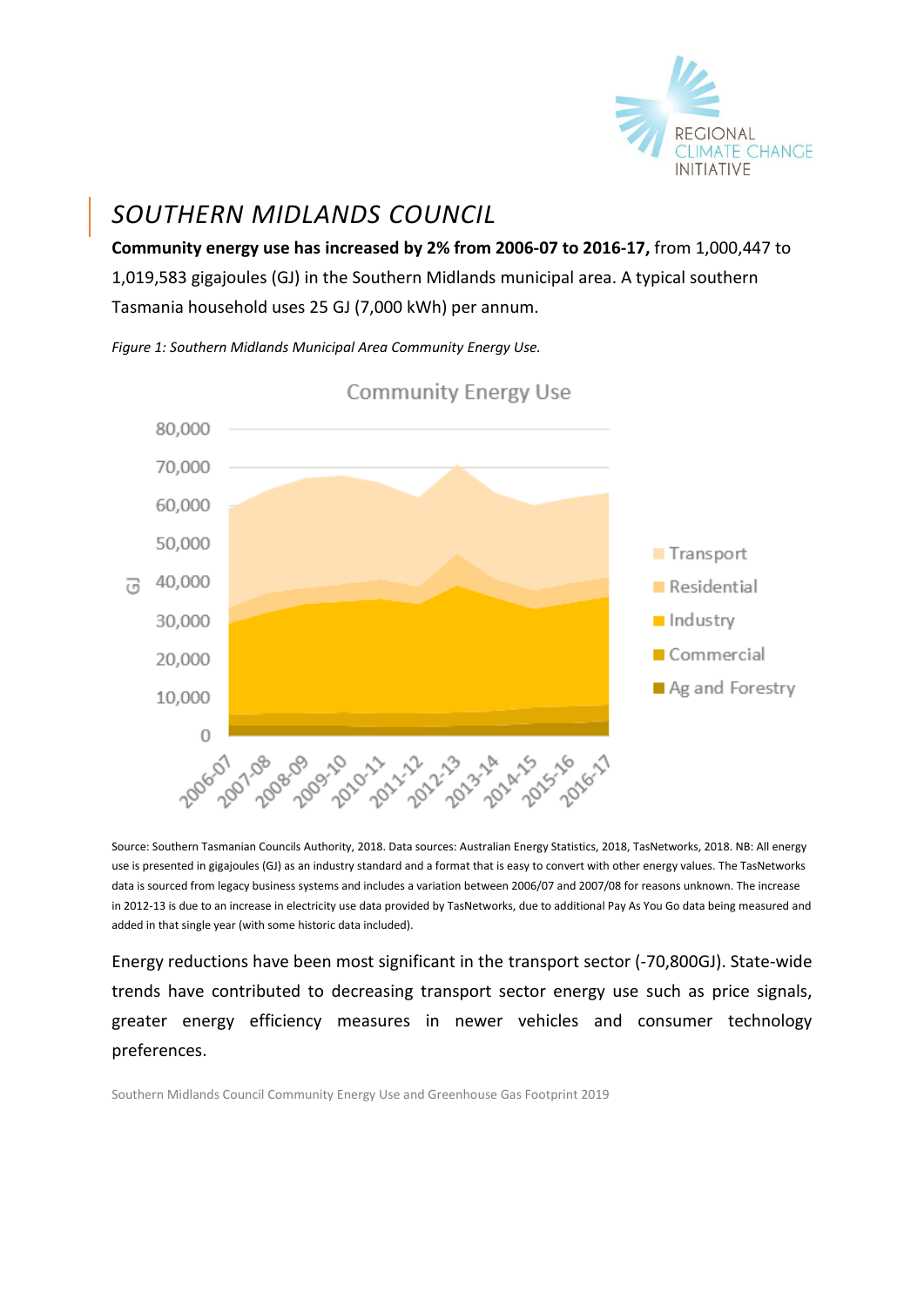# SOUTHERN MIDLANDS COUNCIL

**Community energy use has increased by 2% from 2006-07 to 2016-17,** from 1,000,447 to 1,019,583 gigajoules (GJ) in the Southern Midlands municipal area. A typical southern Tasmania household uses 25 GJ (7,000 kWh) per annum.

*Figure 1: Southern Midlands Municipal Area Community Energy Use.*

Source: Southern Tasmanian Councils Authority, 2018. Data sources: Australian Energy Statistics, 2018, TasNetworks, 2018. NB: All energy use is presented in gigajoules (GJ) as an industry standard and a format that is easy to convert with other energy values. The TasNetworks data is sourced from legacy business systems and includes a variation between 2006/07 and 2007/08 for reasons unknown. The increase in 2012-13 is due to an increase in electricity use data provided by TasNetworks, due to additional Pay As You Go data being measured and added in that single year (with some historic data included).

Energy reductions have been most significant in the transport sector (-70,800GJ). State-wide trends have contributed to decreasing transport sector energy use such as price signals, greater energy efficiency measures in newer vehicles and consumer technology preferences.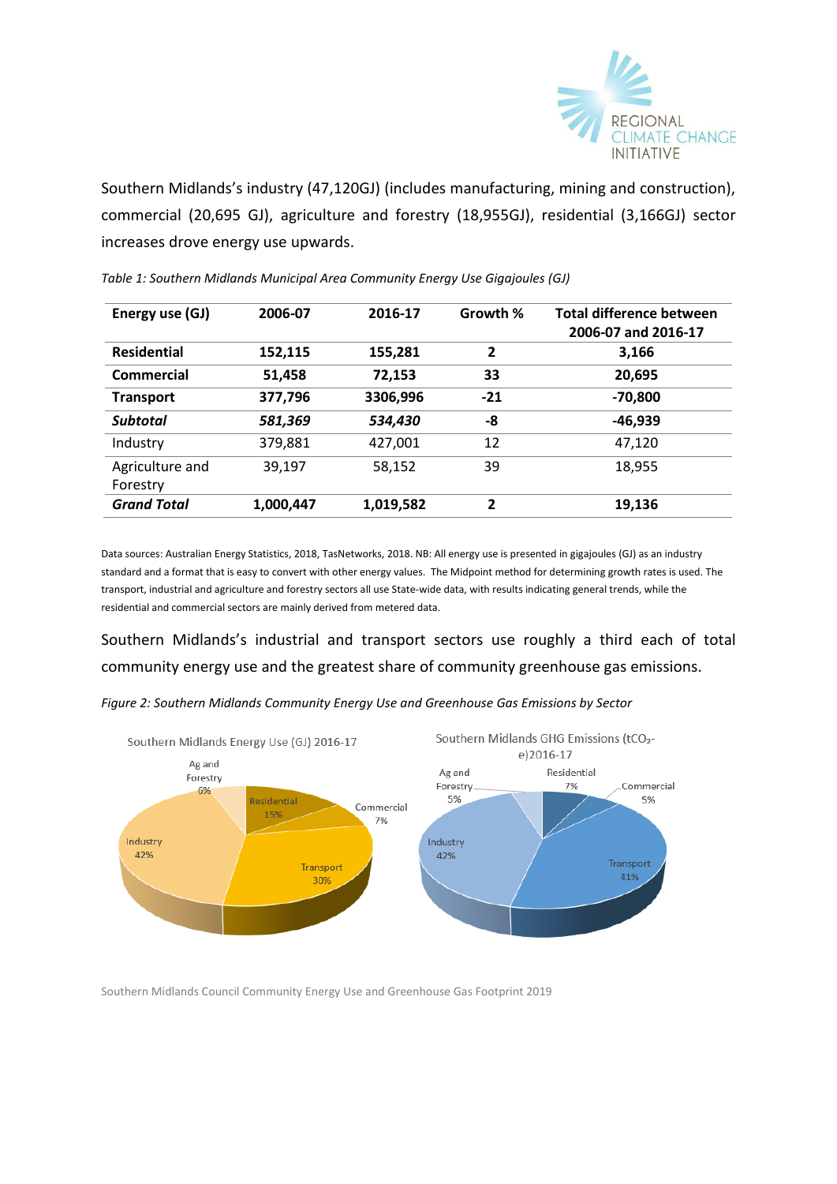Southern Midlands's industry (47,120GJ) (includes manufacturing, mining and construction), commercial (20,695 GJ), agriculture and forestry (18,955GJ), residential (3,166GJ) sector increases drove energy use upwards.

*Table 1: Southern Midlands Municipal Area Community Energy Use Gigajoules (GJ)*

| Energy use (GJ) | 2006-07 | 2016-17 | Growth % | Total difference between 2006-07 and 2016-17 |
|---|---|---|---|---|
| **Residential** | **152,115** | **155,281** | **2** | **3,166** |
| **Commercial** | **51,458** | **72,153** | **33** | **20,695** |
| **Transport** | **377,796** | **3306,996** | **-21** | **-70,800** |
| ***Subtotal*** | ***581,369*** | ***534,430*** | **-8** | **-46,939** |
| Industry | 379,881 | 427,001 | 12 | 47,120 |
| Agriculture and Forestry | 39,197 | 58,152 | 39 | 18,955 |
| ***Grand Total*** | **1,000,447** | **1,019,582** | **2** | **19,136** |

Data sources: Australian Energy Statistics, 2018, TasNetworks, 2018. NB: All energy use is presented in gigajoules (GJ) as an industry standard and a format that is easy to convert with other energy values. The Midpoint method for determining growth rates is used. The transport, industrial and agriculture and forestry sectors all use State-wide data, with results indicating general trends, while the residential and commercial sectors are mainly derived from metered data.

Southern Midlands's industrial and transport sectors use roughly a third each of total community energy use and the greatest share of community greenhouse gas emissions.

*Figure 2: Southern Midlands Community Energy Use and Greenhouse Gas Emissions by Sector*

Southern Midlands Energy Use (GJ) 2016-17

- Ag and Forestry 6%
- Residential 15%
- Commercial 7%
- Transport 30%
- Industry 42%

Southern Midlands GHG Emissions ($tCO_2$-e)2016-17

- Ag and Forestry 5%
- Residential 7%
- Commercial 5%
- Transport 41%
- Industry 42%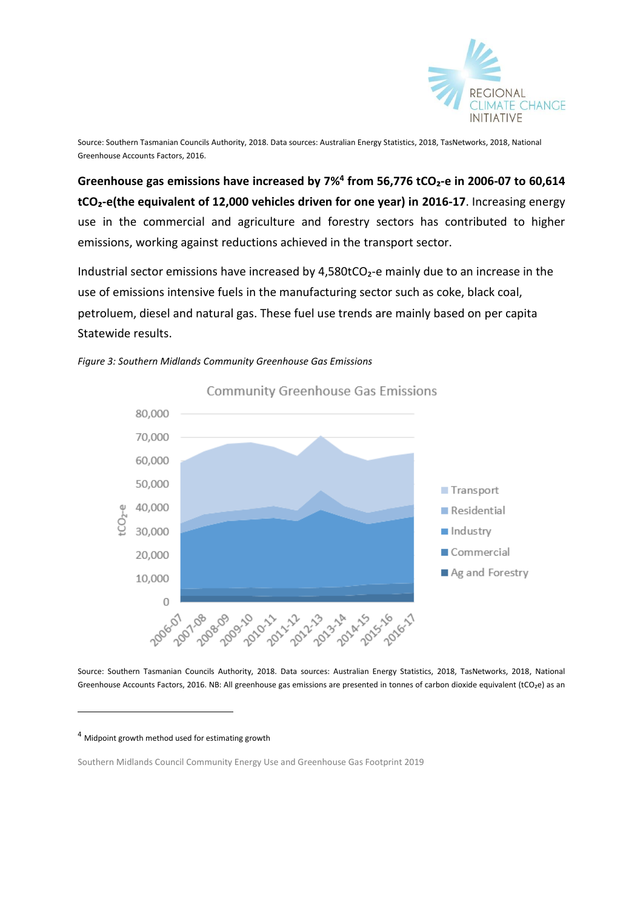Source: Southern Tasmanian Councils Authority, 2018. Data sources: Australian Energy Statistics, 2018, TasNetworks, 2018, National Greenhouse Accounts Factors, 2016.

**Greenhouse gas emissions have increased by 7%[4] from 56,776 $tCO_2$-e in 2006-07 to 60,614 $tCO_2$-e(the equivalent of 12,000 vehicles driven for one year) in 2016-17**. Increasing energy use in the commercial and agriculture and forestry sectors has contributed to higher emissions, working against reductions achieved in the transport sector.

Industrial sector emissions have increased by 4,580$tCO_2$-e mainly due to an increase in the use of emissions intensive fuels in the manufacturing sector such as coke, black coal, petroluem, diesel and natural gas. These fuel use trends are mainly based on per capita Statewide results.

*Figure 3: Southern Midlands Community Greenhouse Gas Emissions*

Source: Southern Tasmanian Councils Authority, 2018. Data sources: Australian Energy Statistics, 2018, TasNetworks, 2018, National Greenhouse Accounts Factors, 2016. NB: All greenhouse gas emissions are presented in tonnes of carbon dioxide equivalent ($tCO_2e$) as an

[4] Midpoint growth method used for estimating growth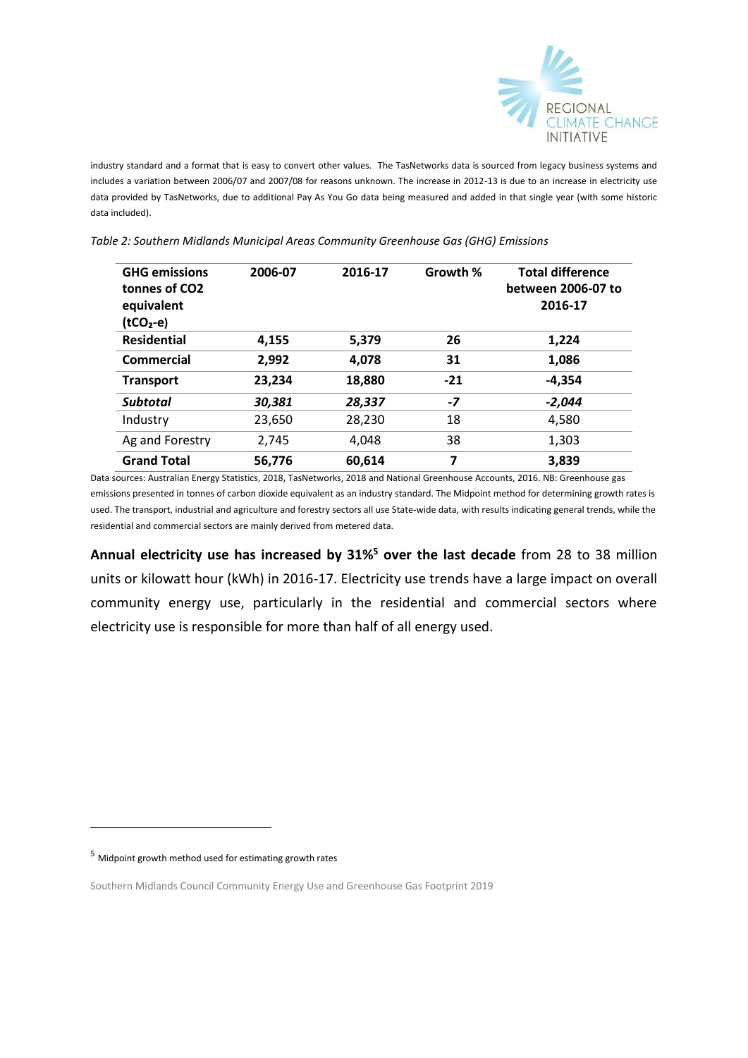industry standard and a format that is easy to convert other values. The TasNetworks data is sourced from legacy business systems and includes a variation between 2006/07 and 2007/08 for reasons unknown. The increase in 2012-13 is due to an increase in electricity use data provided by TasNetworks, due to additional Pay As You Go data being measured and added in that single year (with some historic data included).

*Table 2: Southern Midlands Municipal Areas Community Greenhouse Gas (GHG) Emissions*

| GHG emissions tonnes of CO2 equivalent ($tCO_2$-e) | 2006-07 | 2016-17 | Growth % | Total difference between 2006-07 to 2016-17 |
|---|---|---|---|---|
| **Residential** | **4,155** | **5,379** | **26** | **1,224** |
| **Commercial** | **2,992** | **4,078** | **31** | **1,086** |
| **Transport** | **23,234** | **18,880** | **-21** | **-4,354** |
| ***Subtotal*** | ***30,381*** | ***28,337*** | ***-7*** | ***-2,044*** |
| Industry | 23,650 | 28,230 | 18 | 4,580 |
| Ag and Forestry | 2,745 | 4,048 | 38 | 1,303 |
| **Grand Total** | **56,776** | **60,614** | **7** | **3,839** |

Data sources: Australian Energy Statistics, 2018, TasNetworks, 2018 and National Greenhouse Accounts, 2016. NB: Greenhouse gas emissions presented in tonnes of carbon dioxide equivalent as an industry standard. The Midpoint method for determining growth rates is used. The transport, industrial and agriculture and forestry sectors all use State-wide data, with results indicating general trends, while the residential and commercial sectors are mainly derived from metered data.

**Annual electricity use has increased by 31%[5] over the last decade** from 28 to 38 million units or kilowatt hour (kWh) in 2016-17. Electricity use trends have a large impact on overall community energy use, particularly in the residential and commercial sectors where electricity use is responsible for more than half of all energy used.

[5] Midpoint growth method used for estimating growth rates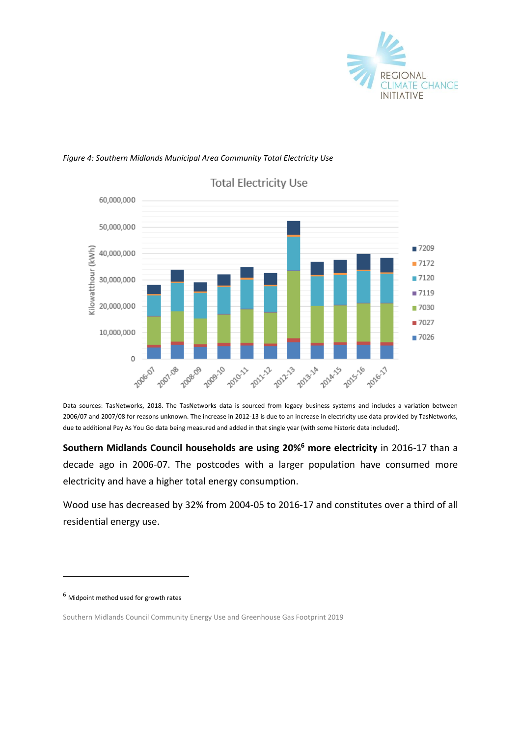*Figure 4: Southern Midlands Municipal Area Community Total Electricity Use*

Data sources: TasNetworks, 2018. The TasNetworks data is sourced from legacy business systems and includes a variation between 2006/07 and 2007/08 for reasons unknown. The increase in 2012-13 is due to an increase in electricity use data provided by TasNetworks, due to additional Pay As You Go data being measured and added in that single year (with some historic data included).

**Southern Midlands Council households are using 20%[6] more electricity** in 2016-17 than a decade ago in 2006-07. The postcodes with a larger population have consumed more electricity and have a higher total energy consumption.

Wood use has decreased by 32% from 2004-05 to 2016-17 and constitutes over a third of all residential energy use.

---

[6] Midpoint method used for growth rates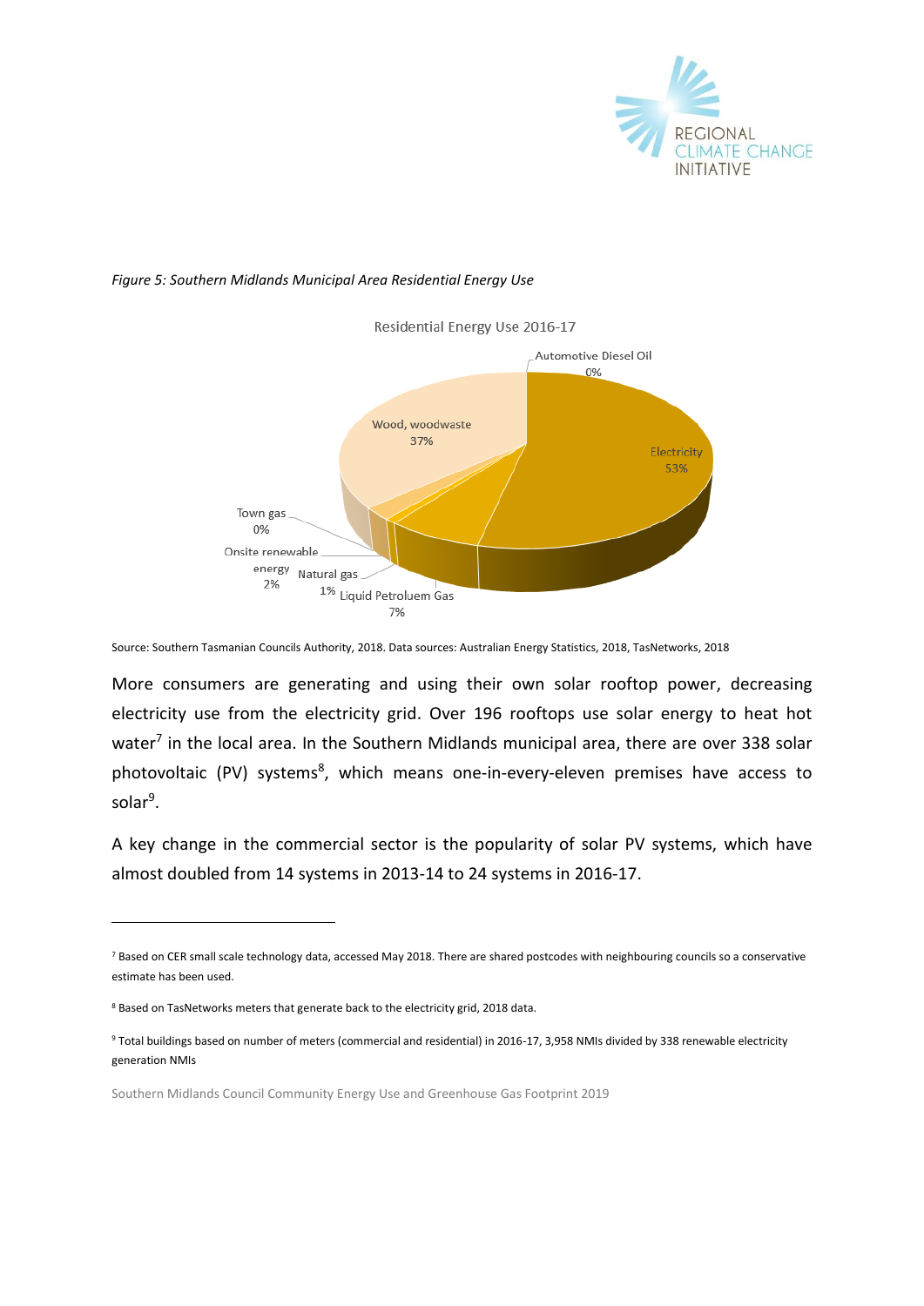*Figure 5: Southern Midlands Municipal Area Residential Energy Use*

Source: Southern Tasmanian Councils Authority, 2018. Data sources: Australian Energy Statistics, 2018, TasNetworks, 2018

More consumers are generating and using their own solar rooftop power, decreasing electricity use from the electricity grid. Over 196 rooftops use solar energy to heat hot water[7] in the local area. In the Southern Midlands municipal area, there are over 338 solar photovoltaic (PV) systems[8], which means one-in-every-eleven premises have access to solar[9].

A key change in the commercial sector is the popularity of solar PV systems, which have almost doubled from 14 systems in 2013-14 to 24 systems in 2016-17.

---

[7] Based on CER small scale technology data, accessed May 2018. There are shared postcodes with neighbouring councils so a conservative estimate has been used.

[8] Based on TasNetworks meters that generate back to the electricity grid, 2018 data.

[9] Total buildings based on number of meters (commercial and residential) in 2016-17, 3,958 NMIs divided by 338 renewable electricity generation NMIs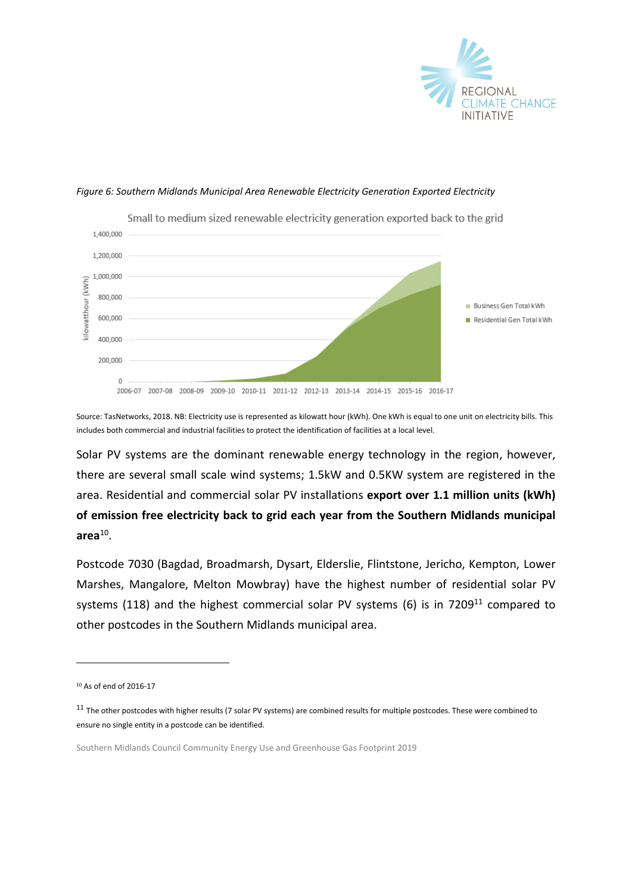*Figure 6: Southern Midlands Municipal Area Renewable Electricity Generation Exported Electricity*

Source: TasNetworks, 2018. NB: Electricity use is represented as kilowatt hour (kWh). One kWh is equal to one unit on electricity bills. This includes both commercial and industrial facilities to protect the identification of facilities at a local level.

Solar PV systems are the dominant renewable energy technology in the region, however, there are several small scale wind systems; 1.5kW and 0.5KW system are registered in the area. Residential and commercial solar PV installations **export over 1.1 million units (kWh) of emission free electricity back to grid each year from the Southern Midlands municipal area**[10].

Postcode 7030 (Bagdad, Broadmarsh, Dysart, Elderslie, Flintstone, Jericho, Kempton, Lower Marshes, Mangalore, Melton Mowbray) have the highest number of residential solar PV systems (118) and the highest commercial solar PV systems (6) is in 7209[11] compared to other postcodes in the Southern Midlands municipal area.

---

[10] As of end of 2016-17

[11] The other postcodes with higher results (7 solar PV systems) are combined results for multiple postcodes. These were combined to ensure no single entity in a postcode can be identified.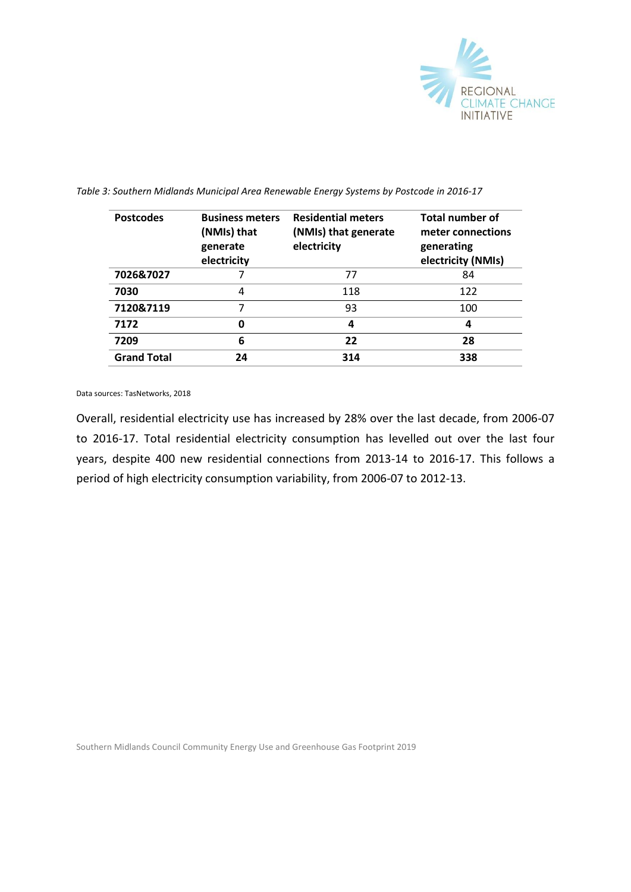*Table 3: Southern Midlands Municipal Area Renewable Energy Systems by Postcode in 2016-17*

| Postcodes | Business meters (NMIs) that generate electricity | Residential meters (NMIs) that generate electricity | Total number of meter connections generating electricity (NMIs) |
|---|---|---|---|
| **7026&7027** | 7 | 77 | 84 |
| **7030** | 4 | 118 | 122 |
| **7120&7119** | 7 | 93 | 100 |
| **7172** | **0** | **4** | **4** |
| **7209** | **6** | **22** | **28** |
| **Grand Total** | **24** | **314** | **338** |

Data sources: TasNetworks, 2018

Overall, residential electricity use has increased by 28% over the last decade, from 2006-07 to 2016-17. Total residential electricity consumption has levelled out over the last four years, despite 400 new residential connections from 2013-14 to 2016-17. This follows a period of high electricity consumption variability, from 2006-07 to 2012-13.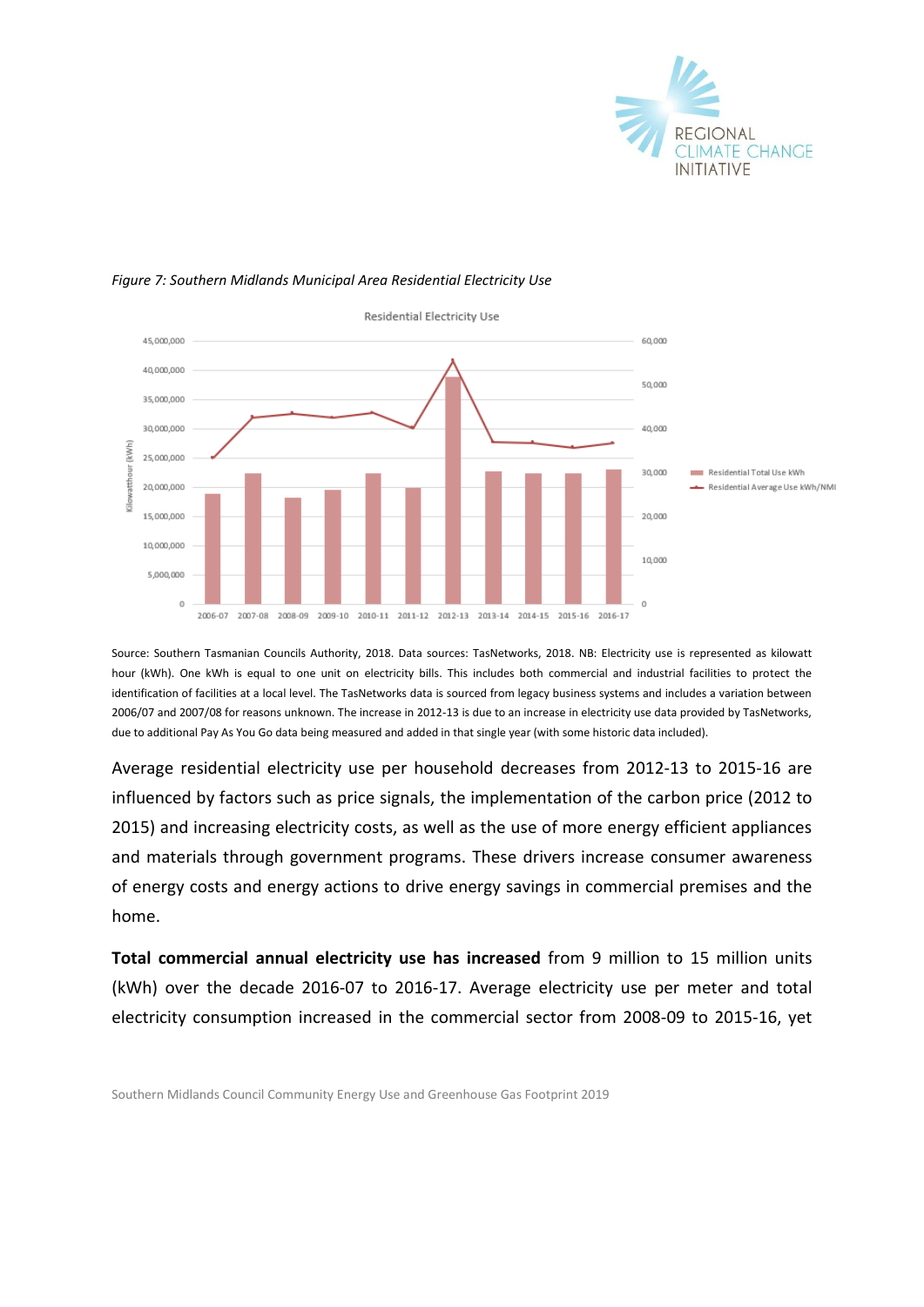*Figure 7: Southern Midlands Municipal Area Residential Electricity Use*

Source: Southern Tasmanian Councils Authority, 2018. Data sources: TasNetworks, 2018. NB: Electricity use is represented as kilowatt hour (kWh). One kWh is equal to one unit on electricity bills. This includes both commercial and industrial facilities to protect the identification of facilities at a local level. The TasNetworks data is sourced from legacy business systems and includes a variation between 2006/07 and 2007/08 for reasons unknown. The increase in 2012-13 is due to an increase in electricity use data provided by TasNetworks, due to additional Pay As You Go data being measured and added in that single year (with some historic data included).

Average residential electricity use per household decreases from 2012-13 to 2015-16 are influenced by factors such as price signals, the implementation of the carbon price (2012 to 2015) and increasing electricity costs, as well as the use of more energy efficient appliances and materials through government programs. These drivers increase consumer awareness of energy costs and energy actions to drive energy savings in commercial premises and the home.

**Total commercial annual electricity use has increased** from 9 million to 15 million units (kWh) over the decade 2016-07 to 2016-17. Average electricity use per meter and total electricity consumption increased in the commercial sector from 2008-09 to 2015-16, yet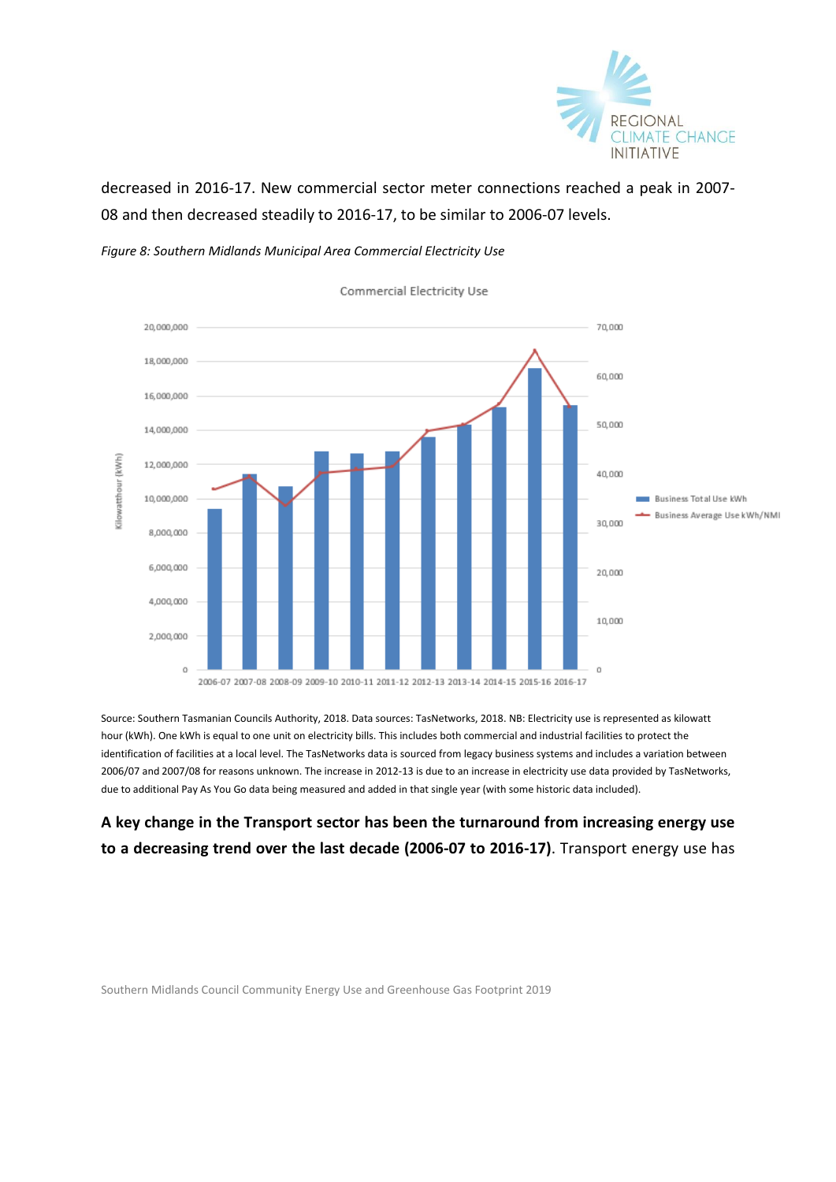decreased in 2016-17. New commercial sector meter connections reached a peak in 2007-08 and then decreased steadily to 2016-17, to be similar to 2006-07 levels.

*Figure 8: Southern Midlands Municipal Area Commercial Electricity Use*

Source: Southern Tasmanian Councils Authority, 2018. Data sources: TasNetworks, 2018. NB: Electricity use is represented as kilowatt hour (kWh). One kWh is equal to one unit on electricity bills. This includes both commercial and industrial facilities to protect the identification of facilities at a local level. The TasNetworks data is sourced from legacy business systems and includes a variation between 2006/07 and 2007/08 for reasons unknown. The increase in 2012-13 is due to an increase in electricity use data provided by TasNetworks, due to additional Pay As You Go data being measured and added in that single year (with some historic data included).

**A key change in the Transport sector has been the turnaround from increasing energy use to a decreasing trend over the last decade (2006-07 to 2016-17).** Transport energy use has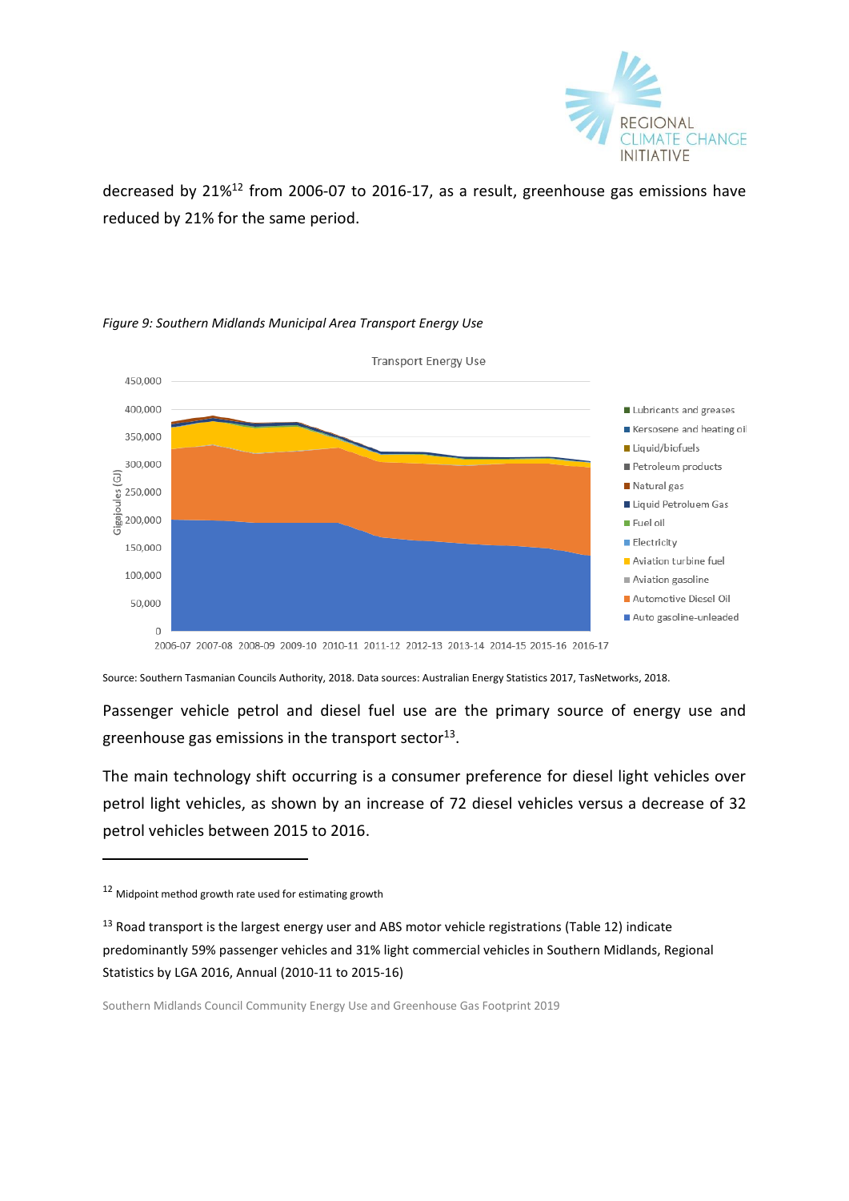decreased by 21%[12] from 2006-07 to 2016-17, as a result, greenhouse gas emissions have reduced by 21% for the same period.

*Figure 9: Southern Midlands Municipal Area Transport Energy Use*

Source: Southern Tasmanian Councils Authority, 2018. Data sources: Australian Energy Statistics 2017, TasNetworks, 2018.

Passenger vehicle petrol and diesel fuel use are the primary source of energy use and greenhouse gas emissions in the transport sector[13].

The main technology shift occurring is a consumer preference for diesel light vehicles over petrol light vehicles, as shown by an increase of 72 diesel vehicles versus a decrease of 32 petrol vehicles between 2015 to 2016.

---

[12] Midpoint method growth rate used for estimating growth

[13] Road transport is the largest energy user and ABS motor vehicle registrations (Table 12) indicate predominantly 59% passenger vehicles and 31% light commercial vehicles in Southern Midlands, Regional Statistics by LGA 2016, Annual (2010-11 to 2015-16)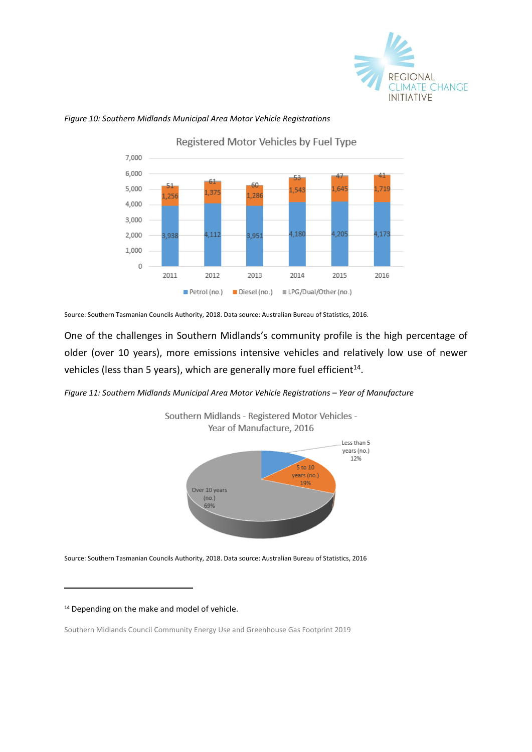*Figure 10: Southern Midlands Municipal Area Motor Vehicle Registrations*

Registered Motor Vehicles by Fuel Type

| Year | Petrol (no.) | Diesel (no.) | LPG/Dual/Other (no.) |
|---|---|---|---|
| 2011 | 3,938 | 1,256 | 51 |
| 2012 | 4,112 | 1,375 | 61 |
| 2013 | 3,951 | 1,286 | 60 |
| 2014 | 4,180 | 1,543 | 53 |
| 2015 | 4,205 | 1,645 | 47 |
| 2016 | 4,173 | 1,719 | 41 |

Source: Southern Tasmanian Councils Authority, 2018. Data source: Australian Bureau of Statistics, 2016.

One of the challenges in Southern Midlands's community profile is the high percentage of older (over 10 years), more emissions intensive vehicles and relatively low use of newer vehicles (less than 5 years), which are generally more fuel efficient[14].

*Figure 11: Southern Midlands Municipal Area Motor Vehicle Registrations – Year of Manufacture*

Southern Midlands - Registered Motor Vehicles - Year of Manufacture, 2016

| Year of Manufacture | Share |
|---|---|
| Less than 5 years (no.) | 12% |
| 5 to 10 years (no.) | 19% |
| Over 10 years (no.) | 69% |

Source: Southern Tasmanian Councils Authority, 2018. Data source: Australian Bureau of Statistics, 2016

[14] Depending on the make and model of vehicle.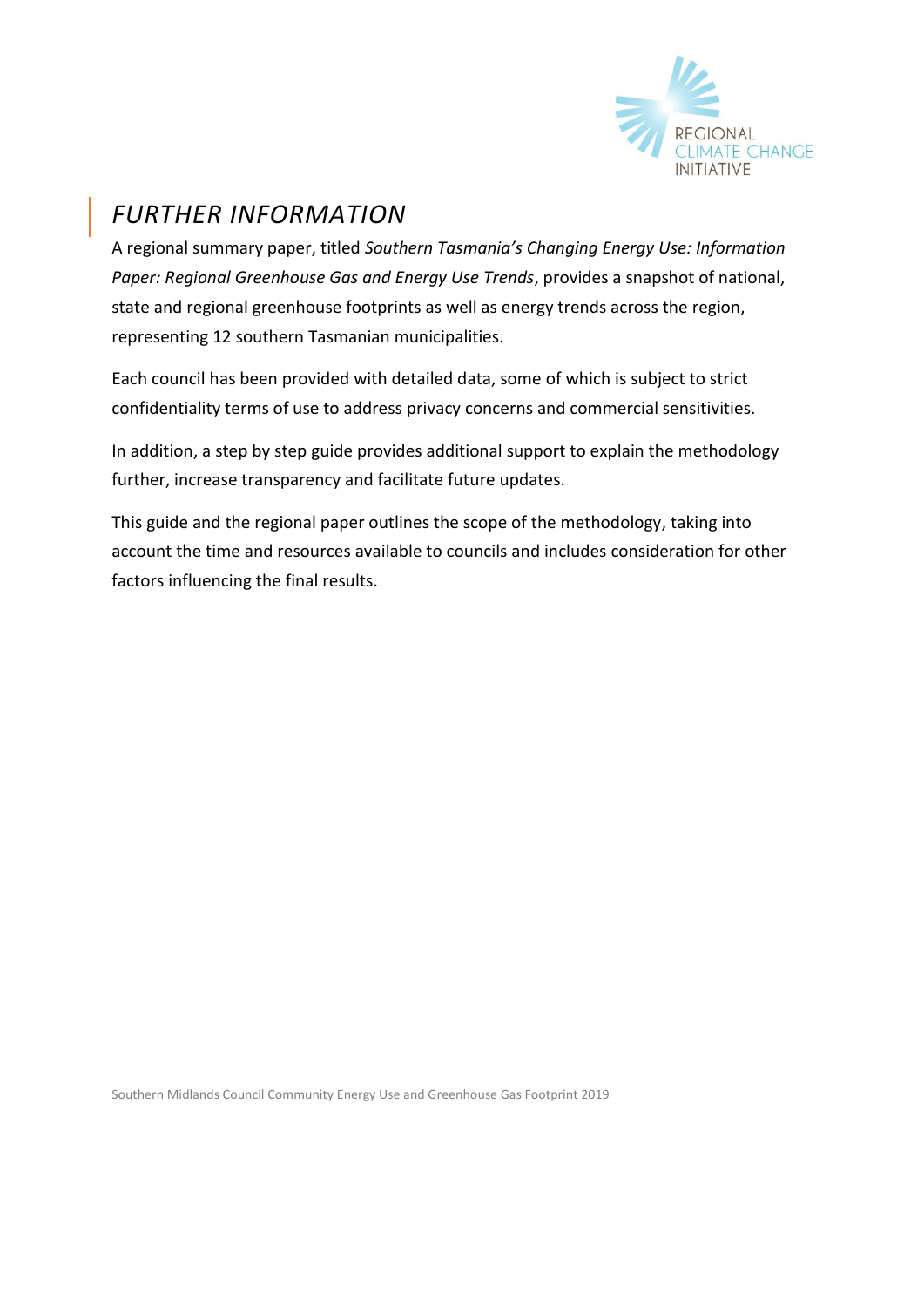## *FURTHER INFORMATION*

A regional summary paper, titled *Southern Tasmania's Changing Energy Use: Information Paper: Regional Greenhouse Gas and Energy Use Trends*, provides a snapshot of national, state and regional greenhouse footprints as well as energy trends across the region, representing 12 southern Tasmanian municipalities.

Each council has been provided with detailed data, some of which is subject to strict confidentiality terms of use to address privacy concerns and commercial sensitivities.

In addition, a step by step guide provides additional support to explain the methodology further, increase transparency and facilitate future updates.

This guide and the regional paper outlines the scope of the methodology, taking into account the time and resources available to councils and includes consideration for other factors influencing the final results.